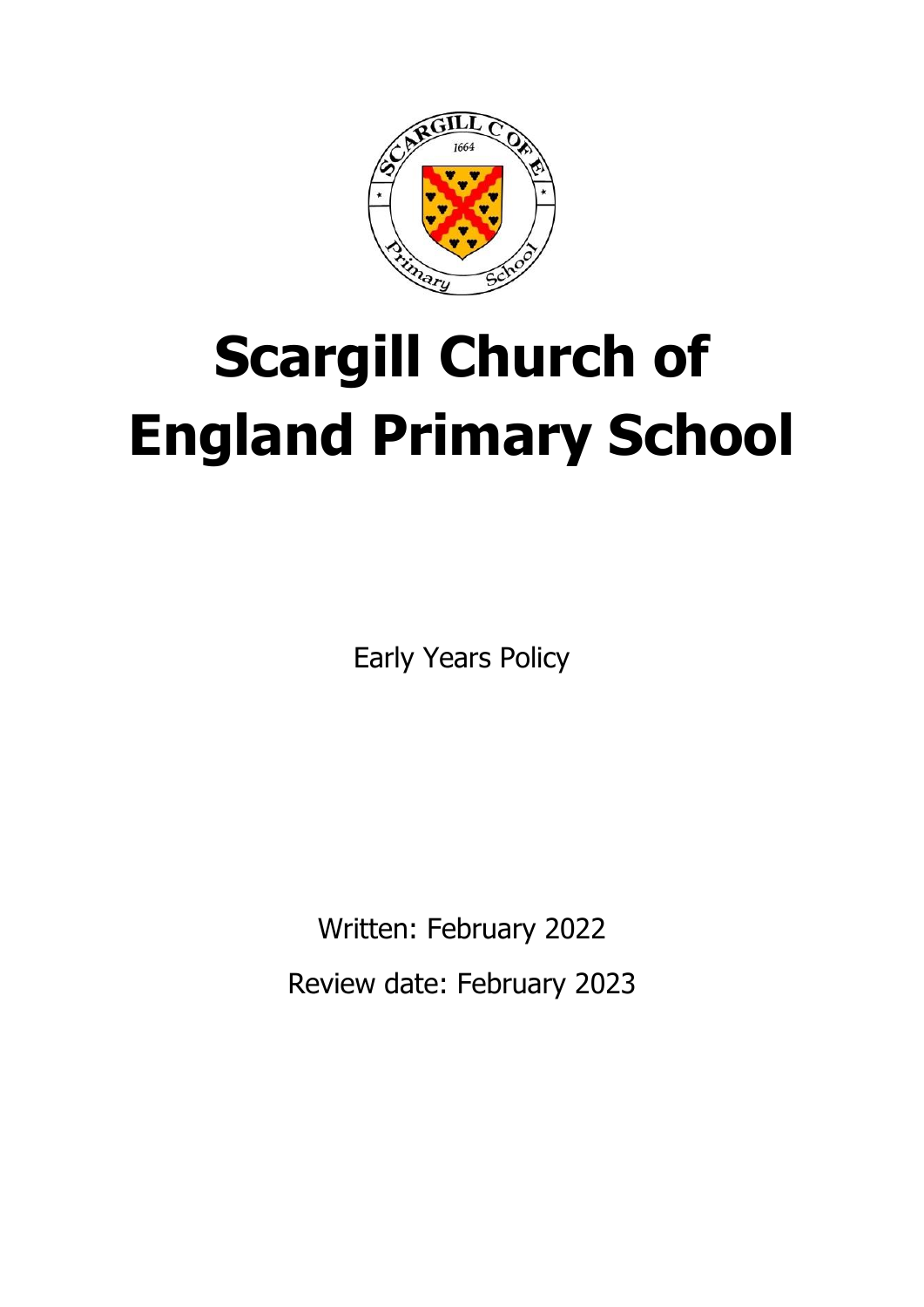# Scargill Church of England Primary School

Early Years Policy

Written: February 2022

Review date: February 2023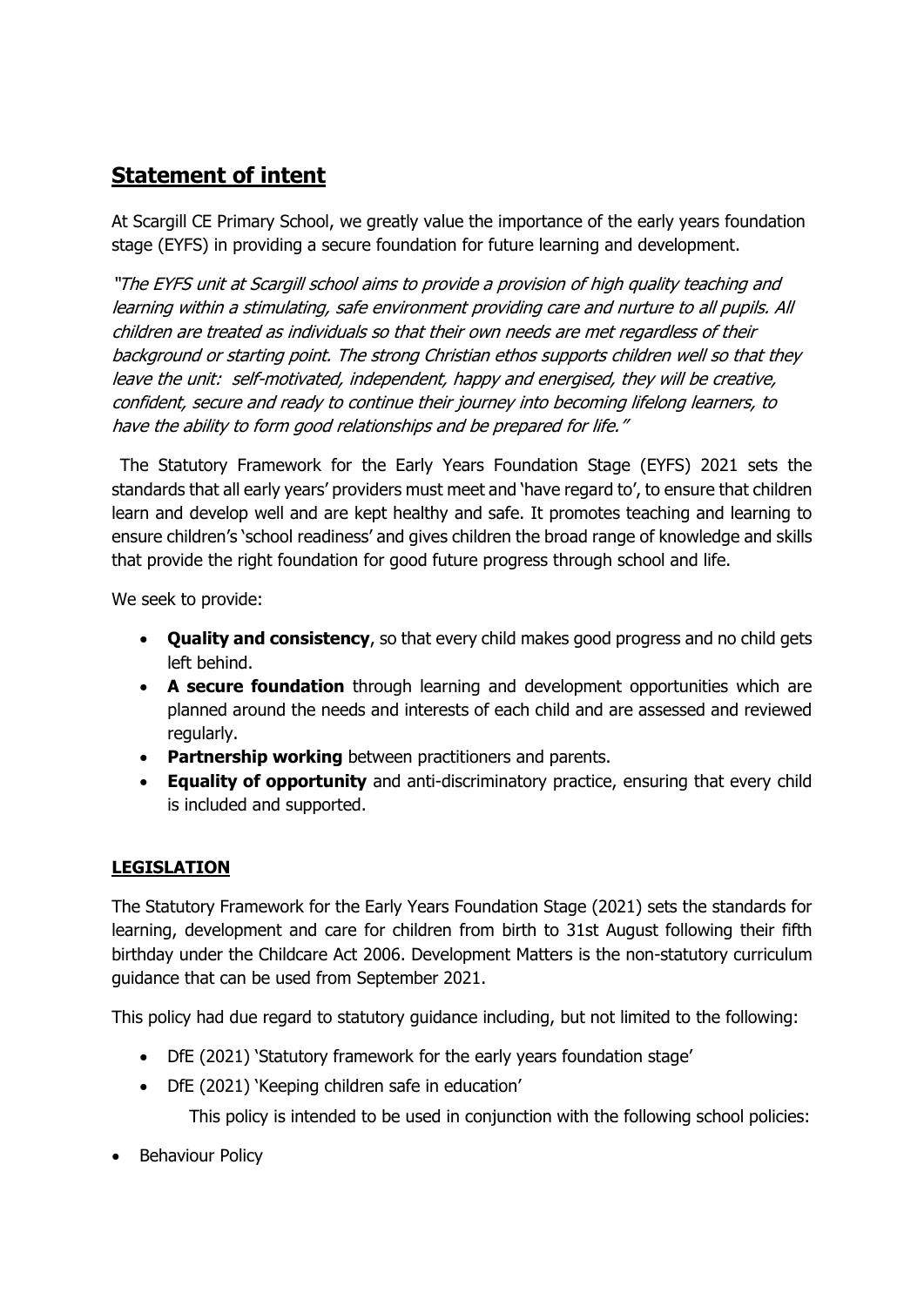## **Statement of intent**

At Scargill CE Primary School, we greatly value the importance of the early years foundation stage (EYFS) in providing a secure foundation for future learning and development.

*"The EYFS unit at Scargill school aims to provide a provision of high quality teaching and learning within a stimulating, safe environment providing care and nurture to all pupils. All children are treated as individuals so that their own needs are met regardless of their background or starting point. The strong Christian ethos supports children well so that they leave the unit: self-motivated, independent, happy and energised, they will be creative, confident, secure and ready to continue their journey into becoming lifelong learners, to have the ability to form good relationships and be prepared for life."*

The Statutory Framework for the Early Years Foundation Stage (EYFS) 2021 sets the standards that all early years' providers must meet and 'have regard to', to ensure that children learn and develop well and are kept healthy and safe. It promotes teaching and learning to ensure children's 'school readiness' and gives children the broad range of knowledge and skills that provide the right foundation for good future progress through school and life.

We seek to provide:

- **Quality and consistency**, so that every child makes good progress and no child gets left behind.
- **A secure foundation** through learning and development opportunities which are planned around the needs and interests of each child and are assessed and reviewed regularly.
- **Partnership working** between practitioners and parents.
- **Equality of opportunity** and anti-discriminatory practice, ensuring that every child is included and supported.

### **LEGISLATION**

The Statutory Framework for the Early Years Foundation Stage (2021) sets the standards for learning, development and care for children from birth to 31st August following their fifth birthday under the Childcare Act 2006. Development Matters is the non-statutory curriculum guidance that can be used from September 2021.

This policy had due regard to statutory guidance including, but not limited to the following:

- DfE (2021) 'Statutory framework for the early years foundation stage'
- DfE (2021) 'Keeping children safe in education'

This policy is intended to be used in conjunction with the following school policies:

- Behaviour Policy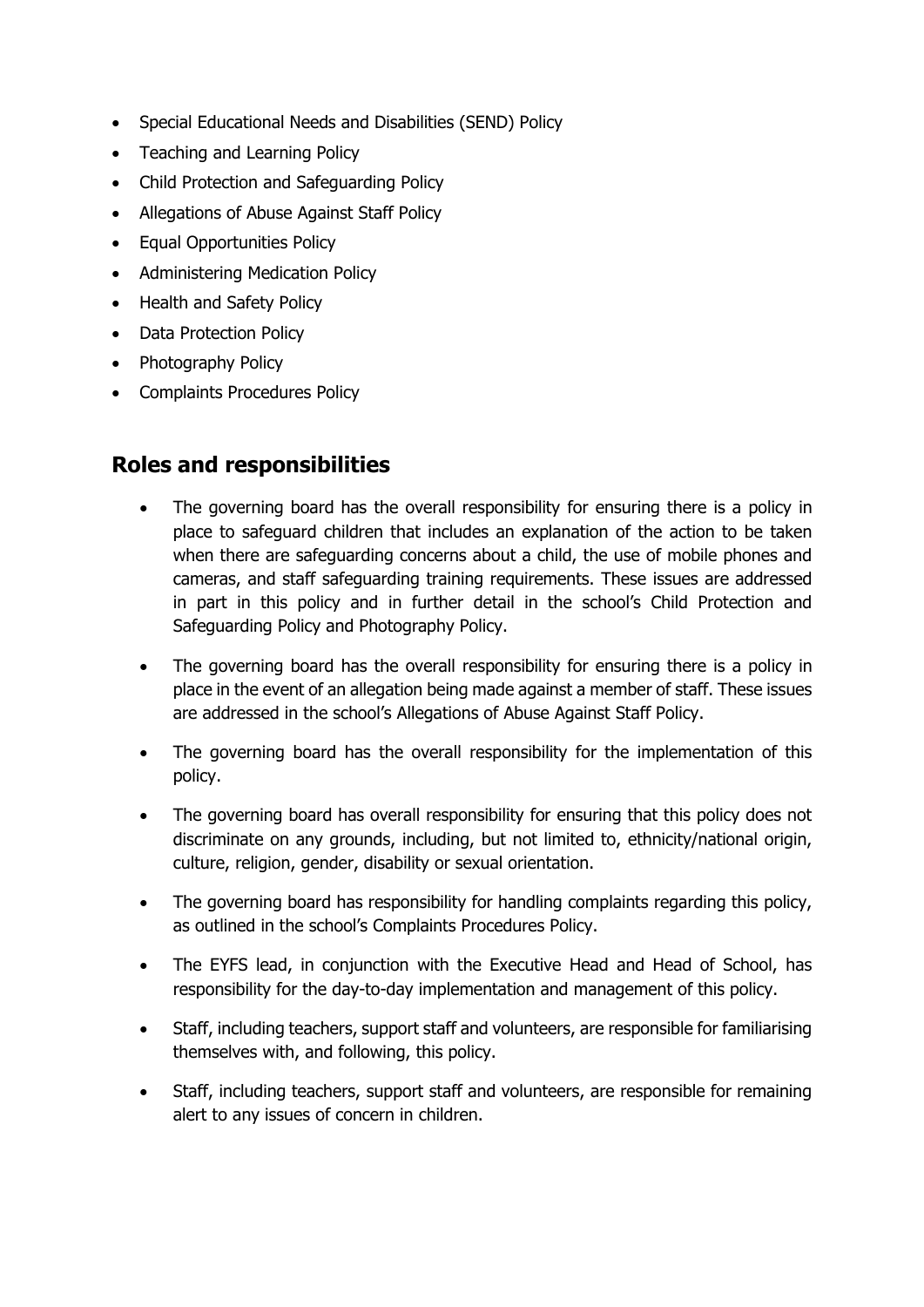- Special Educational Needs and Disabilities (SEND) Policy
- Teaching and Learning Policy
- Child Protection and Safeguarding Policy
- Allegations of Abuse Against Staff Policy
- Equal Opportunities Policy
- Administering Medication Policy
- Health and Safety Policy
- Data Protection Policy
- Photography Policy
- Complaints Procedures Policy

## Roles and responsibilities

- The governing board has the overall responsibility for ensuring there is a policy in place to safeguard children that includes an explanation of the action to be taken when there are safeguarding concerns about a child, the use of mobile phones and cameras, and staff safeguarding training requirements. These issues are addressed in part in this policy and in further detail in the school's Child Protection and Safeguarding Policy and Photography Policy.
- The governing board has the overall responsibility for ensuring there is a policy in place in the event of an allegation being made against a member of staff. These issues are addressed in the school's Allegations of Abuse Against Staff Policy.
- The governing board has the overall responsibility for the implementation of this policy.
- The governing board has overall responsibility for ensuring that this policy does not discriminate on any grounds, including, but not limited to, ethnicity/national origin, culture, religion, gender, disability or sexual orientation.
- The governing board has responsibility for handling complaints regarding this policy, as outlined in the school's Complaints Procedures Policy.
- The EYFS lead, in conjunction with the Executive Head and Head of School, has responsibility for the day-to-day implementation and management of this policy.
- Staff, including teachers, support staff and volunteers, are responsible for familiarising themselves with, and following, this policy.
- Staff, including teachers, support staff and volunteers, are responsible for remaining alert to any issues of concern in children.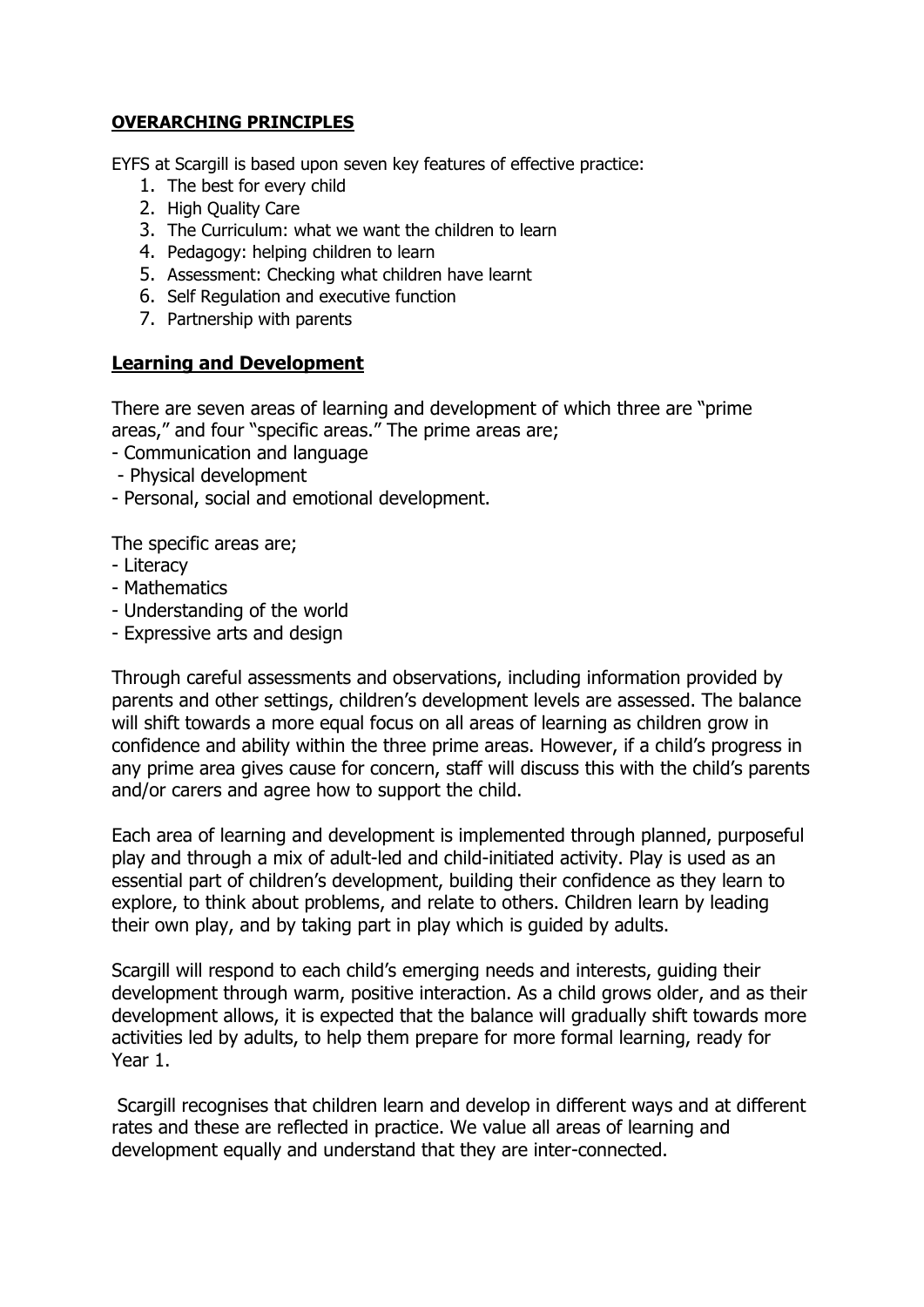## OVERARCHING PRINCIPLES

EYFS at Scargill is based upon seven key features of effective practice:

1. The best for every child
2. High Quality Care
3. The Curriculum: what we want the children to learn
4. Pedagogy: helping children to learn
5. Assessment: Checking what children have learnt
6. Self Regulation and executive function
7. Partnership with parents

## Learning and Development

There are seven areas of learning and development of which three are "prime areas," and four "specific areas." The prime areas are;

- Communication and language
- Physical development
- Personal, social and emotional development.

The specific areas are;

- Literacy
- Mathematics
- Understanding of the world
- Expressive arts and design

Through careful assessments and observations, including information provided by parents and other settings, children's development levels are assessed. The balance will shift towards a more equal focus on all areas of learning as children grow in confidence and ability within the three prime areas. However, if a child's progress in any prime area gives cause for concern, staff will discuss this with the child's parents and/or carers and agree how to support the child.

Each area of learning and development is implemented through planned, purposeful play and through a mix of adult-led and child-initiated activity. Play is used as an essential part of children's development, building their confidence as they learn to explore, to think about problems, and relate to others. Children learn by leading their own play, and by taking part in play which is guided by adults.

Scargill will respond to each child's emerging needs and interests, guiding their development through warm, positive interaction. As a child grows older, and as their development allows, it is expected that the balance will gradually shift towards more activities led by adults, to help them prepare for more formal learning, ready for Year 1.

Scargill recognises that children learn and develop in different ways and at different rates and these are reflected in practice. We value all areas of learning and development equally and understand that they are inter-connected.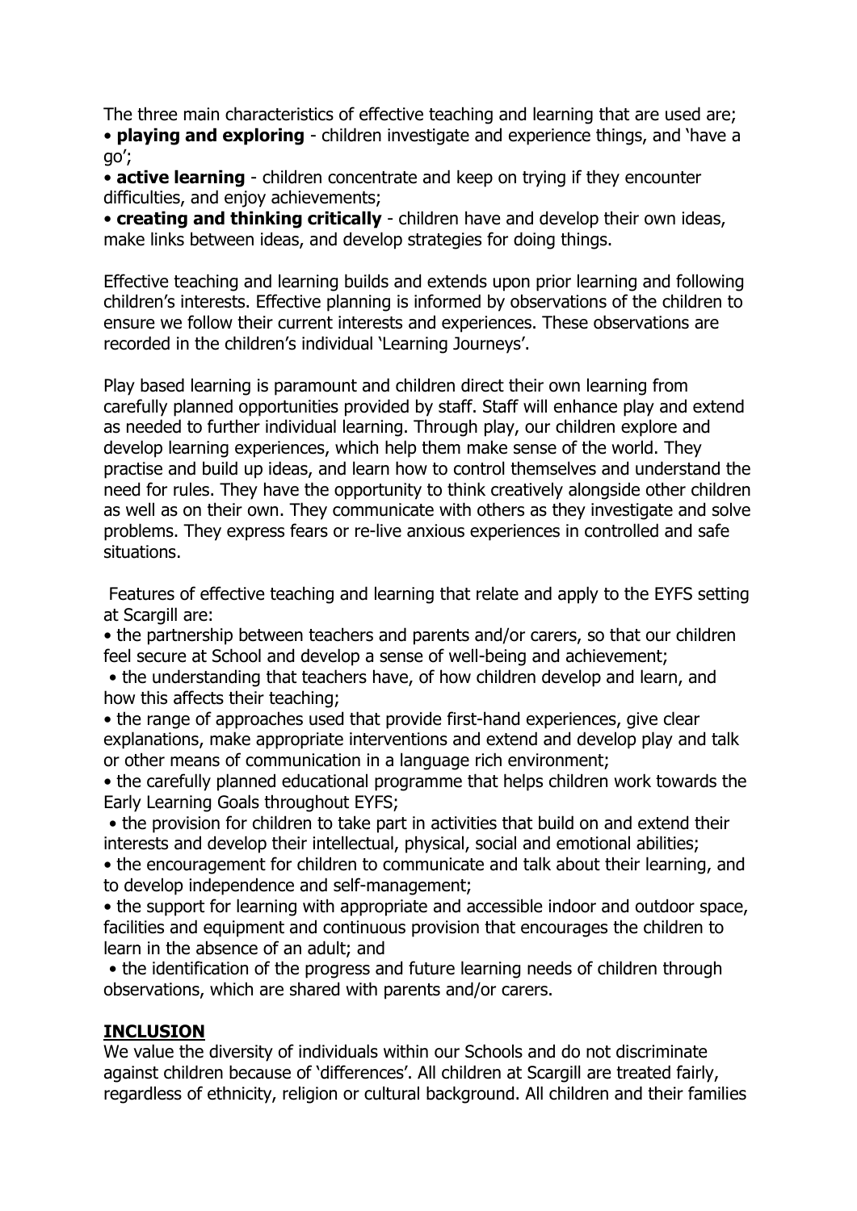The three main characteristics of effective teaching and learning that are used are;

- **playing and exploring** - children investigate and experience things, and 'have a go';
- **active learning** - children concentrate and keep on trying if they encounter difficulties, and enjoy achievements;
- **creating and thinking critically** - children have and develop their own ideas, make links between ideas, and develop strategies for doing things.

Effective teaching and learning builds and extends upon prior learning and following children's interests. Effective planning is informed by observations of the children to ensure we follow their current interests and experiences. These observations are recorded in the children's individual 'Learning Journeys'.

Play based learning is paramount and children direct their own learning from carefully planned opportunities provided by staff. Staff will enhance play and extend as needed to further individual learning. Through play, our children explore and develop learning experiences, which help them make sense of the world. They practise and build up ideas, and learn how to control themselves and understand the need for rules. They have the opportunity to think creatively alongside other children as well as on their own. They communicate with others as they investigate and solve problems. They express fears or re-live anxious experiences in controlled and safe situations.

Features of effective teaching and learning that relate and apply to the EYFS setting at Scargill are:

- the partnership between teachers and parents and/or carers, so that our children feel secure at School and develop a sense of well-being and achievement;
- the understanding that teachers have, of how children develop and learn, and how this affects their teaching;
- the range of approaches used that provide first-hand experiences, give clear explanations, make appropriate interventions and extend and develop play and talk or other means of communication in a language rich environment;
- the carefully planned educational programme that helps children work towards the Early Learning Goals throughout EYFS;
- the provision for children to take part in activities that build on and extend their interests and develop their intellectual, physical, social and emotional abilities;
- the encouragement for children to communicate and talk about their learning, and to develop independence and self-management;
- the support for learning with appropriate and accessible indoor and outdoor space, facilities and equipment and continuous provision that encourages the children to learn in the absence of an adult; and
- the identification of the progress and future learning needs of children through observations, which are shared with parents and/or carers.

## INCLUSION

We value the diversity of individuals within our Schools and do not discriminate against children because of 'differences'. All children at Scargill are treated fairly, regardless of ethnicity, religion or cultural background. All children and their families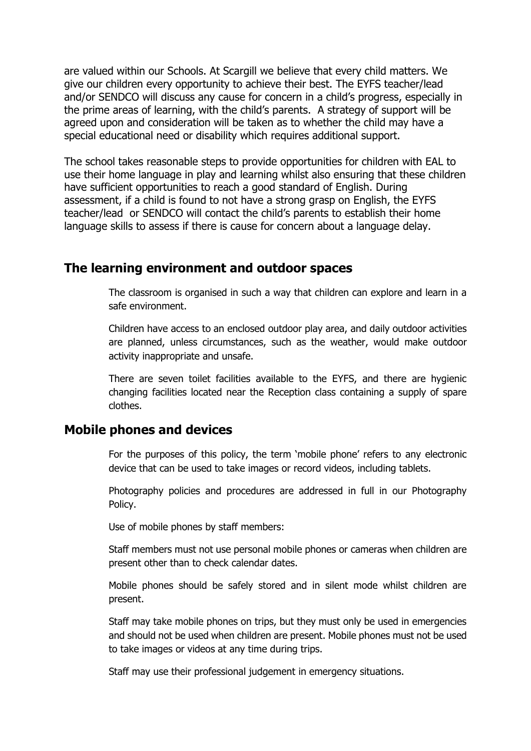are valued within our Schools. At Scargill we believe that every child matters. We give our children every opportunity to achieve their best. The EYFS teacher/lead and/or SENDCO will discuss any cause for concern in a child's progress, especially in the prime areas of learning, with the child's parents. A strategy of support will be agreed upon and consideration will be taken as to whether the child may have a special educational need or disability which requires additional support.

The school takes reasonable steps to provide opportunities for children with EAL to use their home language in play and learning whilst also ensuring that these children have sufficient opportunities to reach a good standard of English. During assessment, if a child is found to not have a strong grasp on English, the EYFS teacher/lead or SENDCO will contact the child's parents to establish their home language skills to assess if there is cause for concern about a language delay.

## The learning environment and outdoor spaces

The classroom is organised in such a way that children can explore and learn in a safe environment.

Children have access to an enclosed outdoor play area, and daily outdoor activities are planned, unless circumstances, such as the weather, would make outdoor activity inappropriate and unsafe.

There are seven toilet facilities available to the EYFS, and there are hygienic changing facilities located near the Reception class containing a supply of spare clothes.

## Mobile phones and devices

For the purposes of this policy, the term 'mobile phone' refers to any electronic device that can be used to take images or record videos, including tablets.

Photography policies and procedures are addressed in full in our Photography Policy.

Use of mobile phones by staff members:

Staff members must not use personal mobile phones or cameras when children are present other than to check calendar dates.

Mobile phones should be safely stored and in silent mode whilst children are present.

Staff may take mobile phones on trips, but they must only be used in emergencies and should not be used when children are present. Mobile phones must not be used to take images or videos at any time during trips.

Staff may use their professional judgement in emergency situations.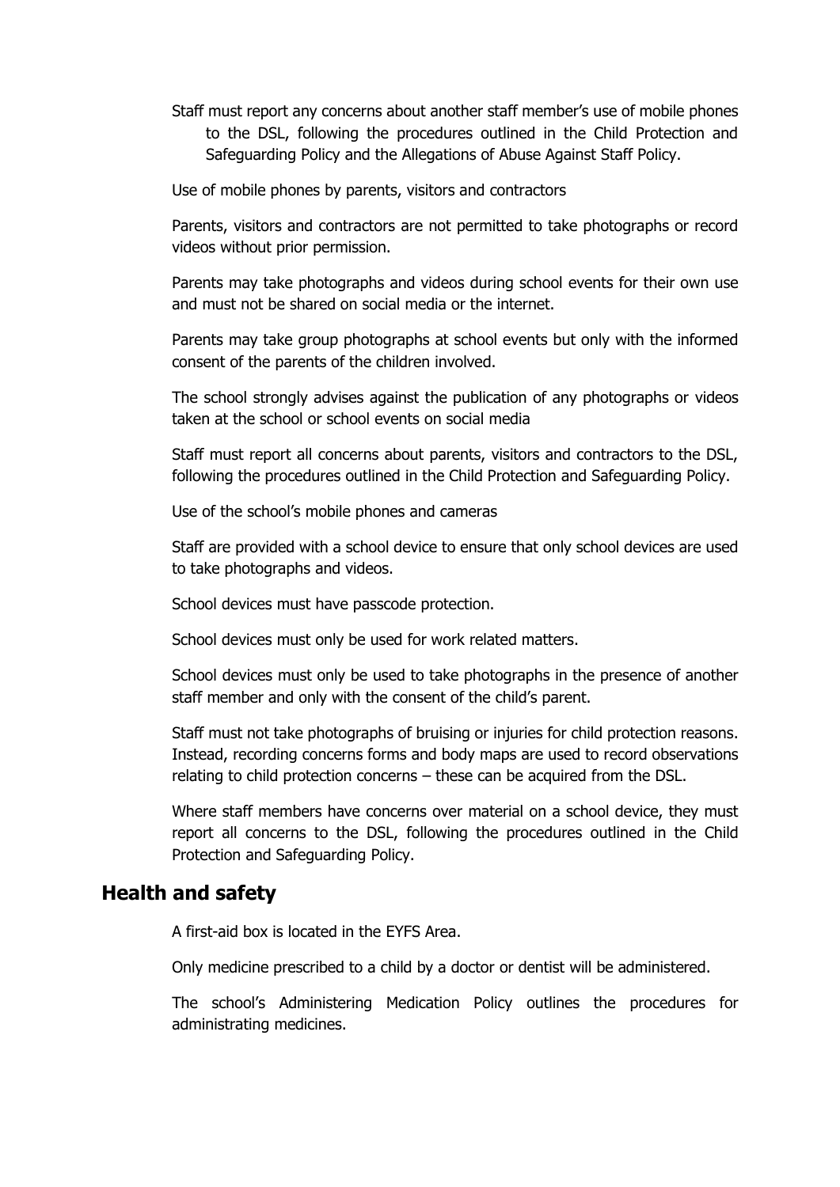Staff must report any concerns about another staff member's use of mobile phones to the DSL, following the procedures outlined in the Child Protection and Safeguarding Policy and the Allegations of Abuse Against Staff Policy.

Use of mobile phones by parents, visitors and contractors

Parents, visitors and contractors are not permitted to take photographs or record videos without prior permission.

Parents may take photographs and videos during school events for their own use and must not be shared on social media or the internet.

Parents may take group photographs at school events but only with the informed consent of the parents of the children involved.

The school strongly advises against the publication of any photographs or videos taken at the school or school events on social media

Staff must report all concerns about parents, visitors and contractors to the DSL, following the procedures outlined in the Child Protection and Safeguarding Policy.

Use of the school's mobile phones and cameras

Staff are provided with a school device to ensure that only school devices are used to take photographs and videos.

School devices must have passcode protection.

School devices must only be used for work related matters.

School devices must only be used to take photographs in the presence of another staff member and only with the consent of the child's parent.

Staff must not take photographs of bruising or injuries for child protection reasons. Instead, recording concerns forms and body maps are used to record observations relating to child protection concerns – these can be acquired from the DSL.

Where staff members have concerns over material on a school device, they must report all concerns to the DSL, following the procedures outlined in the Child Protection and Safeguarding Policy.

## Health and safety

A first-aid box is located in the EYFS Area.

Only medicine prescribed to a child by a doctor or dentist will be administered.

The school's Administering Medication Policy outlines the procedures for administrating medicines.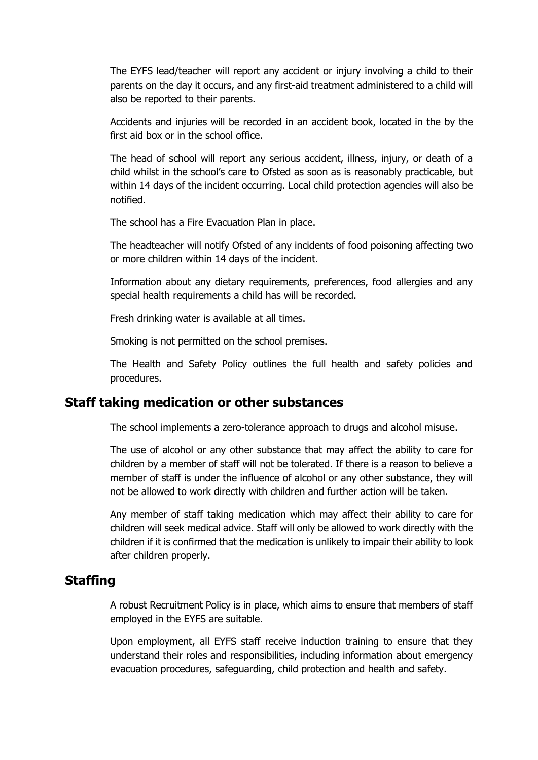The EYFS lead/teacher will report any accident or injury involving a child to their parents on the day it occurs, and any first-aid treatment administered to a child will also be reported to their parents.

Accidents and injuries will be recorded in an accident book, located in the by the first aid box or in the school office.

The head of school will report any serious accident, illness, injury, or death of a child whilst in the school's care to Ofsted as soon as is reasonably practicable, but within 14 days of the incident occurring. Local child protection agencies will also be notified.

The school has a Fire Evacuation Plan in place.

The headteacher will notify Ofsted of any incidents of food poisoning affecting two or more children within 14 days of the incident.

Information about any dietary requirements, preferences, food allergies and any special health requirements a child has will be recorded.

Fresh drinking water is available at all times.

Smoking is not permitted on the school premises.

The Health and Safety Policy outlines the full health and safety policies and procedures.

## Staff taking medication or other substances

The school implements a zero-tolerance approach to drugs and alcohol misuse.

The use of alcohol or any other substance that may affect the ability to care for children by a member of staff will not be tolerated. If there is a reason to believe a member of staff is under the influence of alcohol or any other substance, they will not be allowed to work directly with children and further action will be taken.

Any member of staff taking medication which may affect their ability to care for children will seek medical advice. Staff will only be allowed to work directly with the children if it is confirmed that the medication is unlikely to impair their ability to look after children properly.

## Staffing

A robust Recruitment Policy is in place, which aims to ensure that members of staff employed in the EYFS are suitable.

Upon employment, all EYFS staff receive induction training to ensure that they understand their roles and responsibilities, including information about emergency evacuation procedures, safeguarding, child protection and health and safety.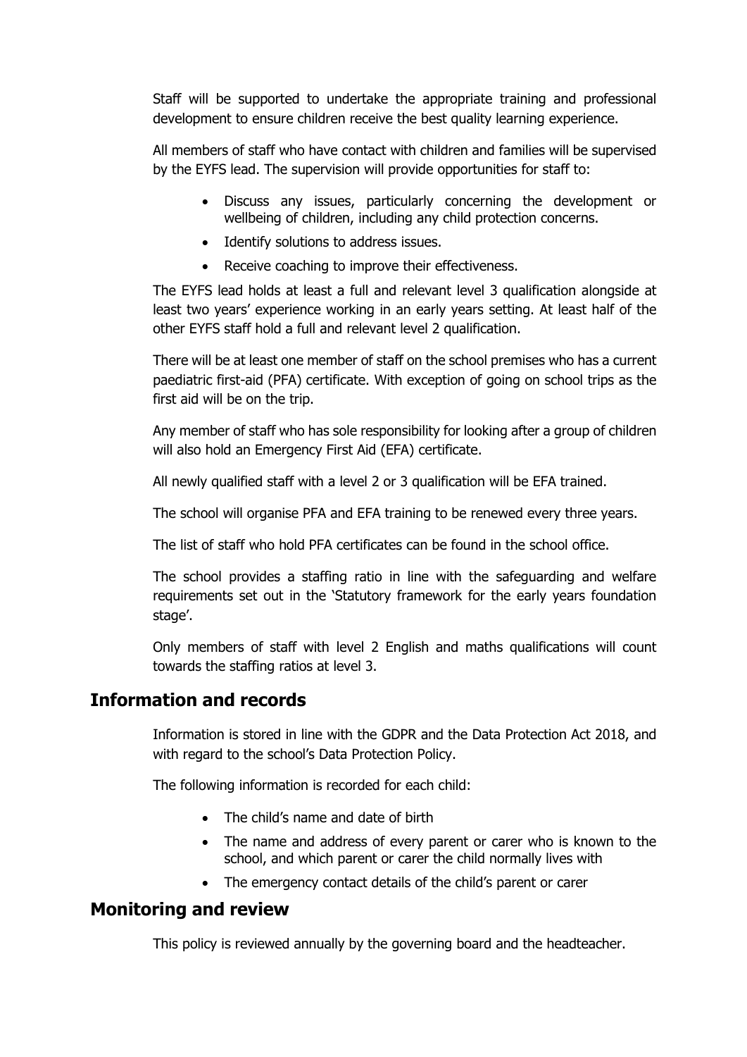Staff will be supported to undertake the appropriate training and professional development to ensure children receive the best quality learning experience.

All members of staff who have contact with children and families will be supervised by the EYFS lead. The supervision will provide opportunities for staff to:

- Discuss any issues, particularly concerning the development or wellbeing of children, including any child protection concerns.
- Identify solutions to address issues.
- Receive coaching to improve their effectiveness.

The EYFS lead holds at least a full and relevant level 3 qualification alongside at least two years' experience working in an early years setting. At least half of the other EYFS staff hold a full and relevant level 2 qualification.

There will be at least one member of staff on the school premises who has a current paediatric first-aid (PFA) certificate. With exception of going on school trips as the first aid will be on the trip.

Any member of staff who has sole responsibility for looking after a group of children will also hold an Emergency First Aid (EFA) certificate.

All newly qualified staff with a level 2 or 3 qualification will be EFA trained.

The school will organise PFA and EFA training to be renewed every three years.

The list of staff who hold PFA certificates can be found in the school office.

The school provides a staffing ratio in line with the safeguarding and welfare requirements set out in the 'Statutory framework for the early years foundation stage'.

Only members of staff with level 2 English and maths qualifications will count towards the staffing ratios at level 3.

## Information and records

Information is stored in line with the GDPR and the Data Protection Act 2018, and with regard to the school's Data Protection Policy.

The following information is recorded for each child:

- The child's name and date of birth
- The name and address of every parent or carer who is known to the school, and which parent or carer the child normally lives with
- The emergency contact details of the child's parent or carer

## Monitoring and review

This policy is reviewed annually by the governing board and the headteacher.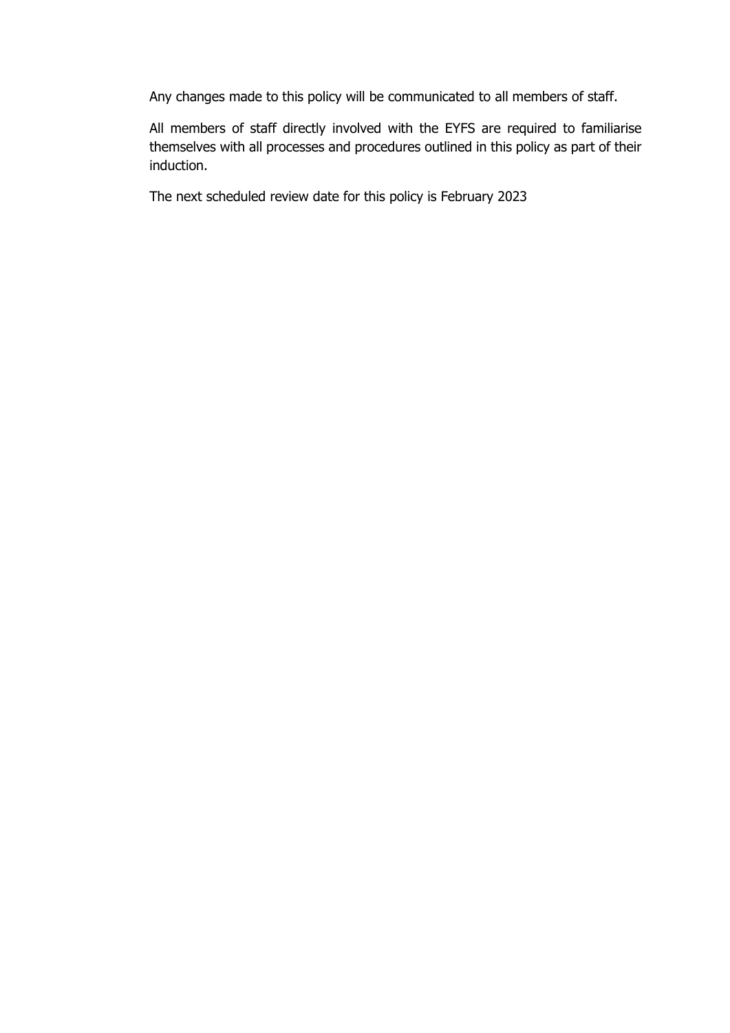Any changes made to this policy will be communicated to all members of staff.

All members of staff directly involved with the EYFS are required to familiarise themselves with all processes and procedures outlined in this policy as part of their induction.

The next scheduled review date for this policy is February 2023